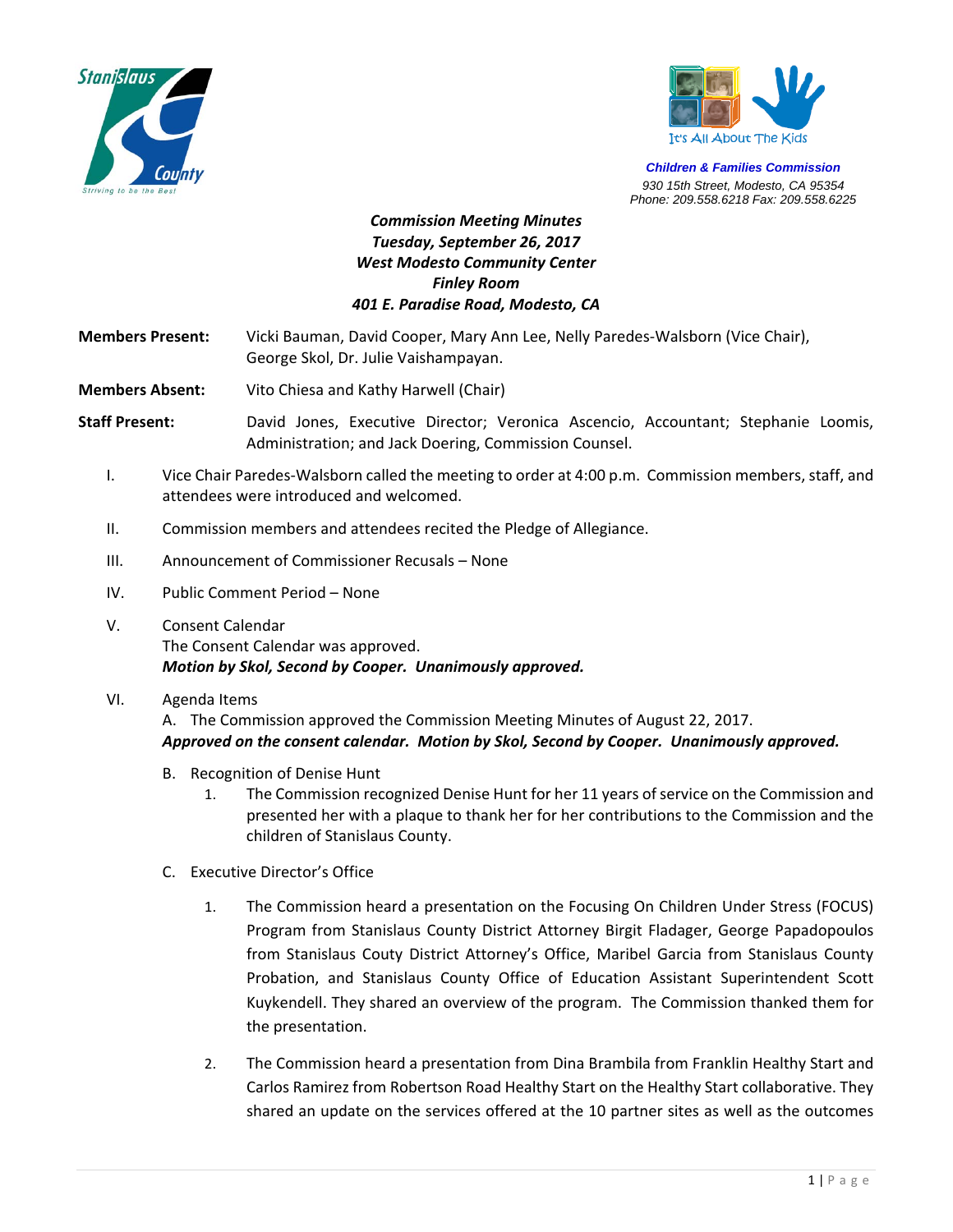Stanislaus County
Striving to be the Best

It's All About The Kids

**Children & Families Commission**
930 15th Street, Modesto, CA 95354
Phone: 209.558.6218 Fax: 209.558.6225

***Commission Meeting Minutes***
***Tuesday, September 26, 2017***
***West Modesto Community Center***
***Finley Room***
***401 E. Paradise Road, Modesto, CA***

**Members Present:** Vicki Bauman, David Cooper, Mary Ann Lee, Nelly Paredes-Walsborn (Vice Chair), George Skol, Dr. Julie Vaishampayan.

**Members Absent:** Vito Chiesa and Kathy Harwell (Chair)

**Staff Present:** David Jones, Executive Director; Veronica Ascencio, Accountant; Stephanie Loomis, Administration; and Jack Doering, Commission Counsel.

I. Vice Chair Paredes-Walsborn called the meeting to order at 4:00 p.m. Commission members, staff, and attendees were introduced and welcomed.

II. Commission members and attendees recited the Pledge of Allegiance.

III. Announcement of Commissioner Recusals – None

IV. Public Comment Period – None

V. Consent Calendar
The Consent Calendar was approved.
***Motion by Skol, Second by Cooper. Unanimously approved.***

VI. Agenda Items
A. The Commission approved the Commission Meeting Minutes of August 22, 2017.
***Approved on the consent calendar. Motion by Skol, Second by Cooper. Unanimously approved.***

B. Recognition of Denise Hunt
1. The Commission recognized Denise Hunt for her 11 years of service on the Commission and presented her with a plaque to thank her for her contributions to the Commission and the children of Stanislaus County.

C. Executive Director's Office

1. The Commission heard a presentation on the Focusing On Children Under Stress (FOCUS) Program from Stanislaus County District Attorney Birgit Fladager, George Papadopoulos from Stanislaus Couty District Attorney's Office, Maribel Garcia from Stanislaus County Probation, and Stanislaus County Office of Education Assistant Superintendent Scott Kuykendell. They shared an overview of the program. The Commission thanked them for the presentation.

2. The Commission heard a presentation from Dina Brambila from Franklin Healthy Start and Carlos Ramirez from Robertson Road Healthy Start on the Healthy Start collaborative. They shared an update on the services offered at the 10 partner sites as well as the outcomes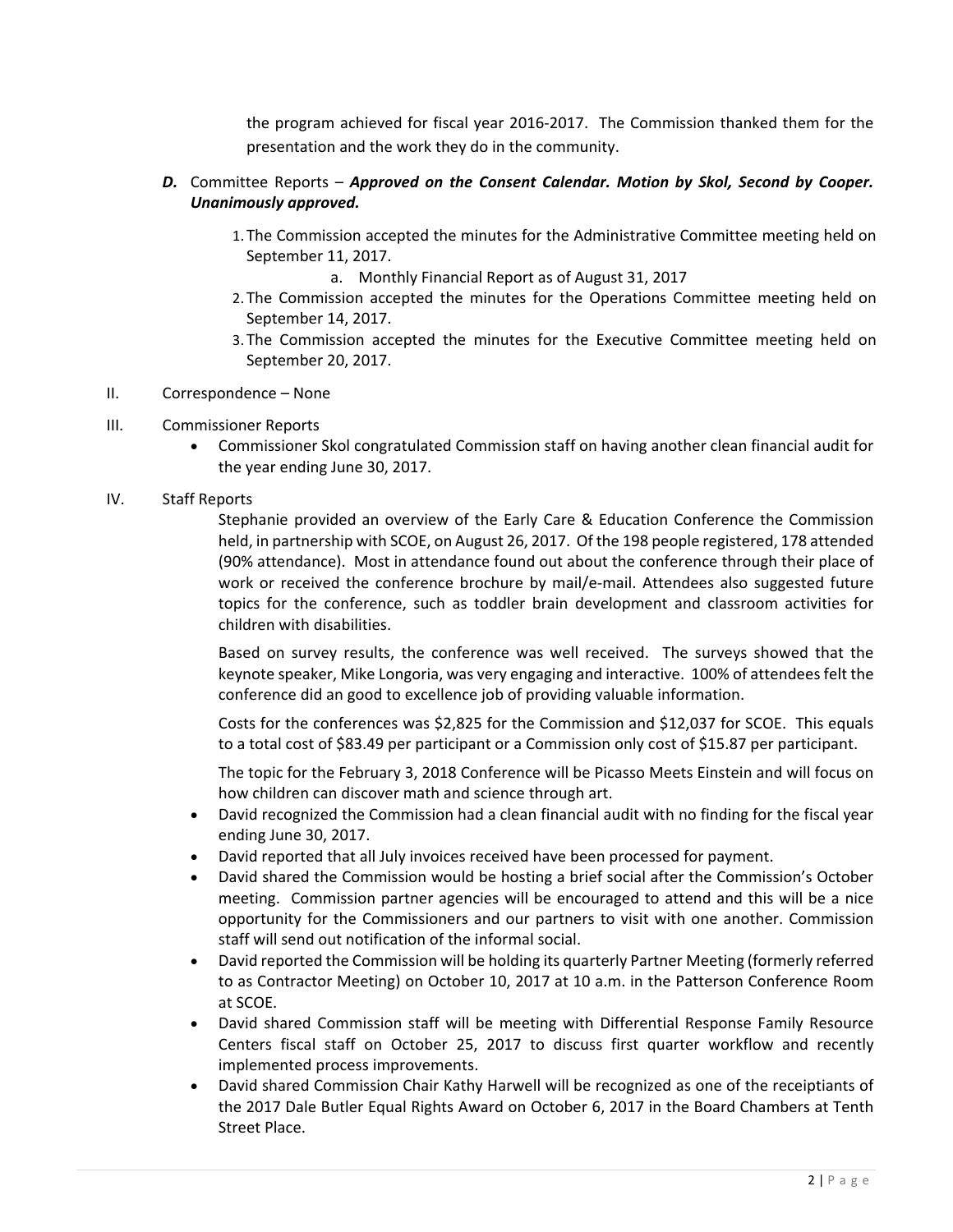the program achieved for fiscal year 2016-2017. The Commission thanked them for the presentation and the work they do in the community.

***D.*** Committee Reports – ***Approved on the Consent Calendar. Motion by Skol, Second by Cooper. Unanimously approved.***

1. The Commission accepted the minutes for the Administrative Committee meeting held on September 11, 2017.
   a. Monthly Financial Report as of August 31, 2017
2. The Commission accepted the minutes for the Operations Committee meeting held on September 14, 2017.
3. The Commission accepted the minutes for the Executive Committee meeting held on September 20, 2017.

II. Correspondence – None

III. Commissioner Reports

- Commissioner Skol congratulated Commission staff on having another clean financial audit for the year ending June 30, 2017.

IV. Staff Reports

Stephanie provided an overview of the Early Care & Education Conference the Commission held, in partnership with SCOE, on August 26, 2017. Of the 198 people registered, 178 attended (90% attendance). Most in attendance found out about the conference through their place of work or received the conference brochure by mail/e-mail. Attendees also suggested future topics for the conference, such as toddler brain development and classroom activities for children with disabilities.

Based on survey results, the conference was well received. The surveys showed that the keynote speaker, Mike Longoria, was very engaging and interactive. 100% of attendees felt the conference did an good to excellence job of providing valuable information.

Costs for the conferences was $2,825 for the Commission and $12,037 for SCOE. This equals to a total cost of $83.49 per participant or a Commission only cost of $15.87 per participant.

The topic for the February 3, 2018 Conference will be Picasso Meets Einstein and will focus on how children can discover math and science through art.

- David recognized the Commission had a clean financial audit with no finding for the fiscal year ending June 30, 2017.
- David reported that all July invoices received have been processed for payment.
- David shared the Commission would be hosting a brief social after the Commission's October meeting. Commission partner agencies will be encouraged to attend and this will be a nice opportunity for the Commissioners and our partners to visit with one another. Commission staff will send out notification of the informal social.
- David reported the Commission will be holding its quarterly Partner Meeting (formerly referred to as Contractor Meeting) on October 10, 2017 at 10 a.m. in the Patterson Conference Room at SCOE.
- David shared Commission staff will be meeting with Differential Response Family Resource Centers fiscal staff on October 25, 2017 to discuss first quarter workflow and recently implemented process improvements.
- David shared Commission Chair Kathy Harwell will be recognized as one of the receiptiants of the 2017 Dale Butler Equal Rights Award on October 6, 2017 in the Board Chambers at Tenth Street Place.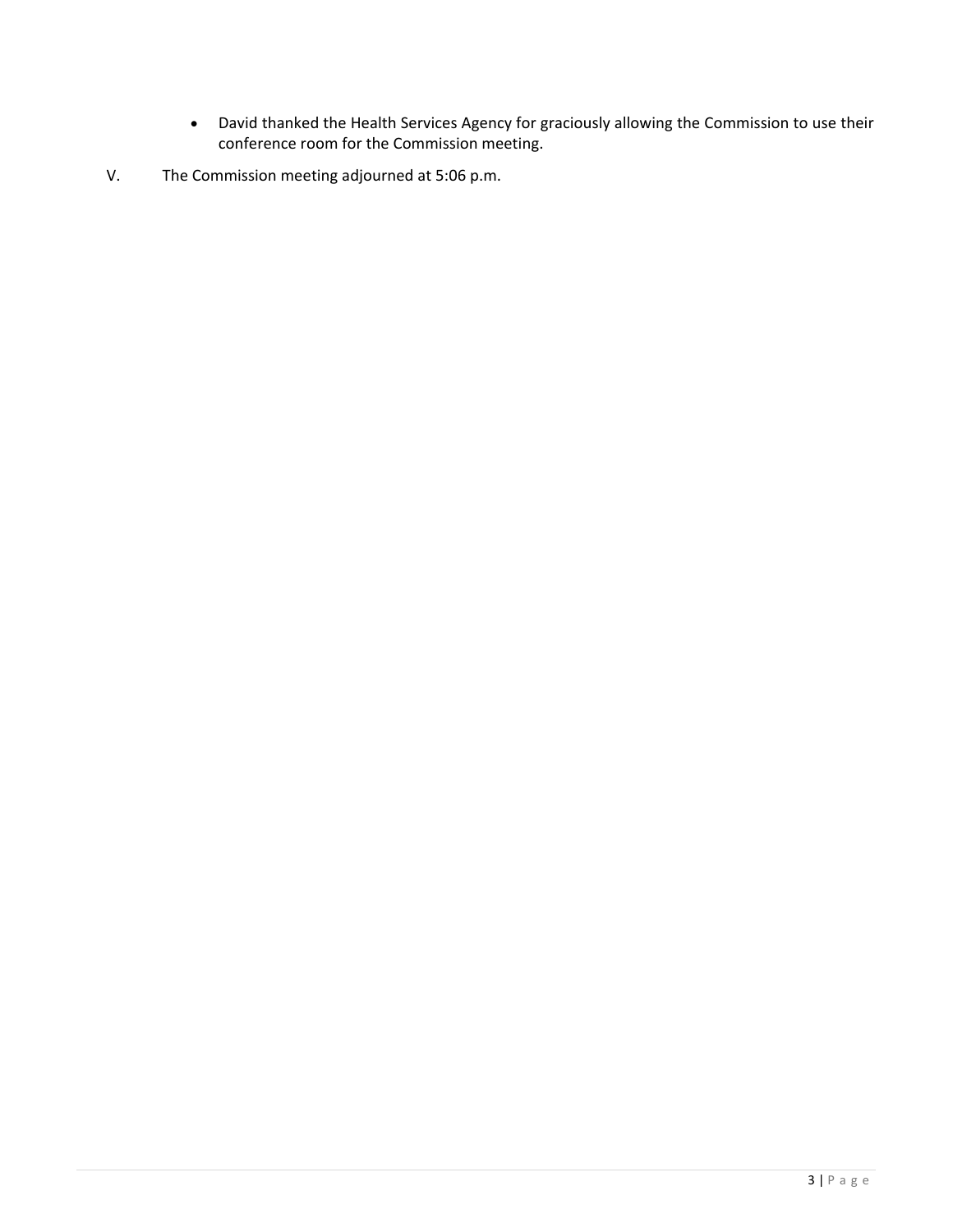- David thanked the Health Services Agency for graciously allowing the Commission to use their conference room for the Commission meeting.

V. The Commission meeting adjourned at 5:06 p.m.